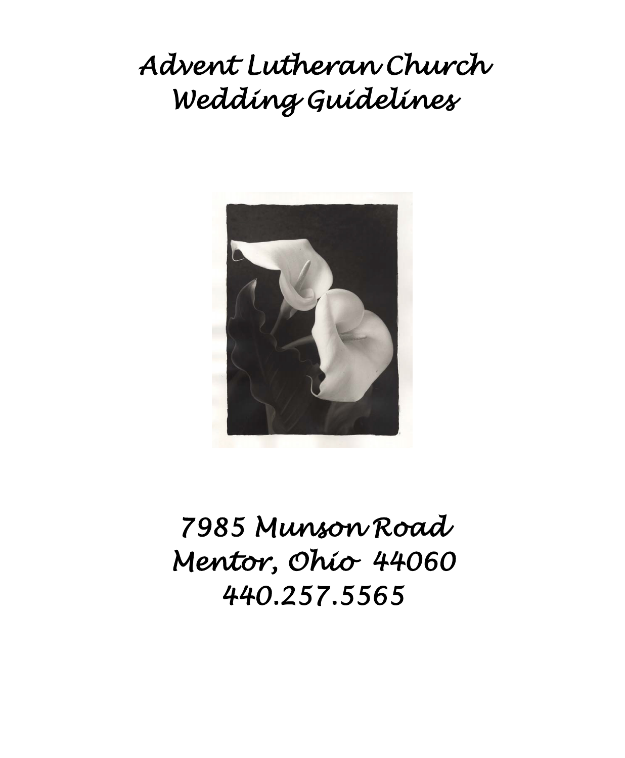# Advent Lutheran Church
# Wedding Guidelines

7985 Munson Road
Mentor, Ohio 44060
440.257.5565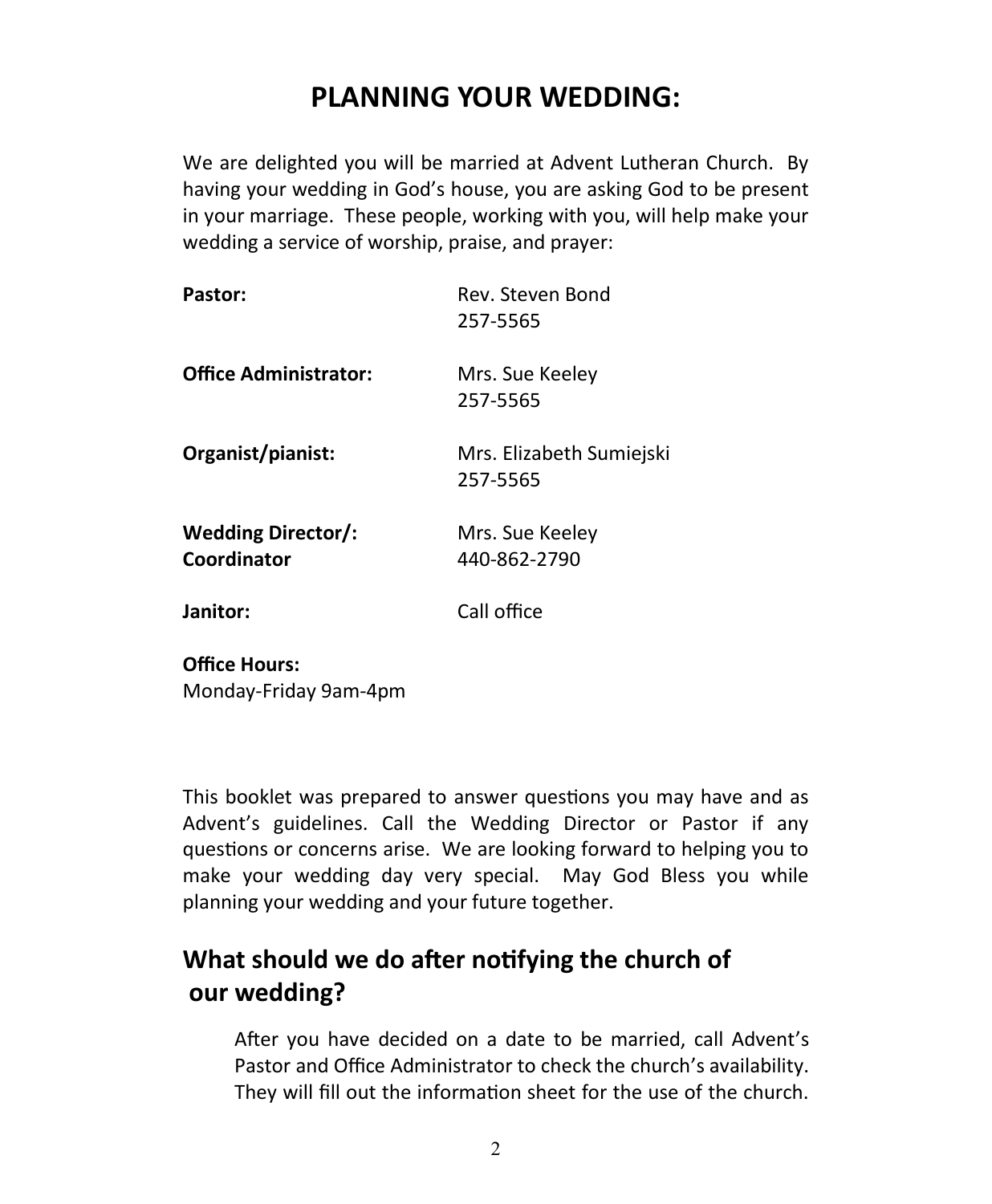# PLANNING YOUR WEDDING:

We are delighted you will be married at Advent Lutheran Church. By having your wedding in God's house, you are asking God to be present in your marriage. These people, working with you, will help make your wedding a service of worship, praise, and prayer:

| | |
|---|---|
| **Pastor:** | Rev. Steven Bond<br>257-5565 |
| **Office Administrator:** | Mrs. Sue Keeley<br>257-5565 |
| **Organist/pianist:** | Mrs. Elizabeth Sumiejski<br>257-5565 |
| **Wedding Director/: Coordinator** | Mrs. Sue Keeley<br>440-862-2790 |
| **Janitor:** | Call office |

**Office Hours:**
Monday-Friday 9am-4pm

This booklet was prepared to answer questions you may have and as Advent's guidelines. Call the Wedding Director or Pastor if any questions or concerns arise. We are looking forward to helping you to make your wedding day very special. May God Bless you while planning your wedding and your future together.

## What should we do after notifying the church of our wedding?

After you have decided on a date to be married, call Advent's Pastor and Office Administrator to check the church's availability. They will fill out the information sheet for the use of the church.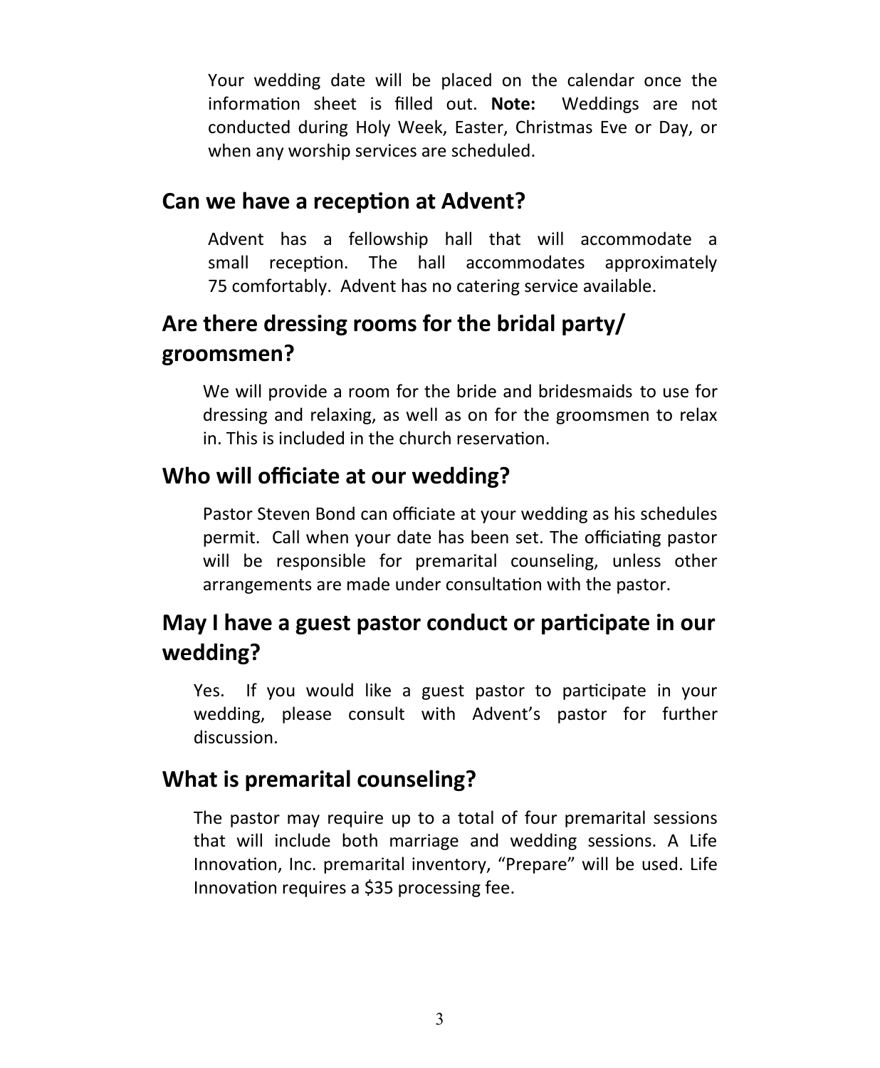Your wedding date will be placed on the calendar once the information sheet is filled out. **Note:** Weddings are not conducted during Holy Week, Easter, Christmas Eve or Day, or when any worship services are scheduled.

## Can we have a reception at Advent?

Advent has a fellowship hall that will accommodate a small reception. The hall accommodates approximately 75 comfortably. Advent has no catering service available.

## Are there dressing rooms for the bridal party/ groomsmen?

We will provide a room for the bride and bridesmaids to use for dressing and relaxing, as well as on for the groomsmen to relax in. This is included in the church reservation.

## Who will officiate at our wedding?

Pastor Steven Bond can officiate at your wedding as his schedules permit. Call when your date has been set. The officiating pastor will be responsible for premarital counseling, unless other arrangements are made under consultation with the pastor.

## May I have a guest pastor conduct or participate in our wedding?

Yes. If you would like a guest pastor to participate in your wedding, please consult with Advent's pastor for further discussion.

## What is premarital counseling?

The pastor may require up to a total of four premarital sessions that will include both marriage and wedding sessions. A Life Innovation, Inc. premarital inventory, "Prepare" will be used. Life Innovation requires a $35 processing fee.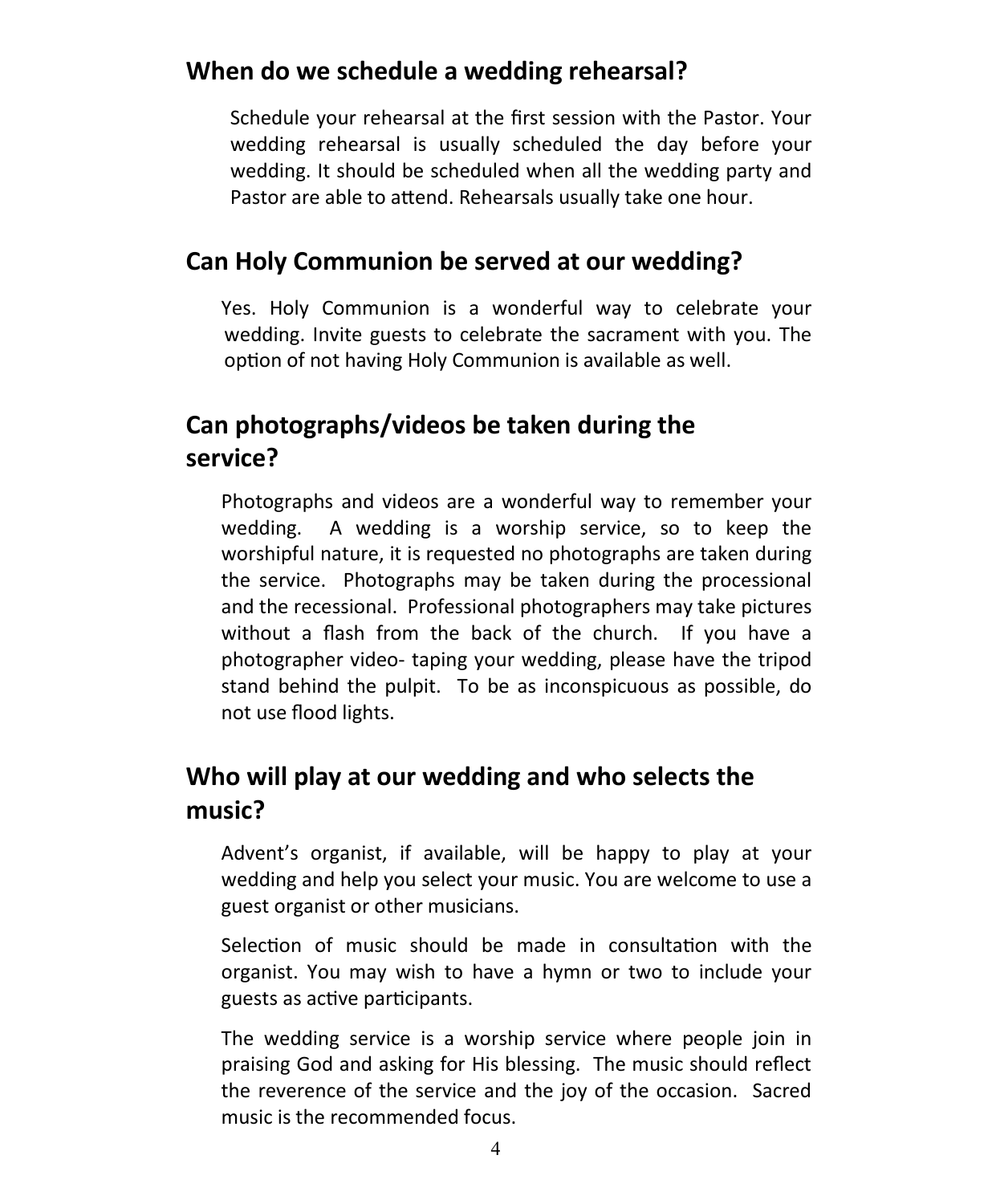## When do we schedule a wedding rehearsal?

Schedule your rehearsal at the first session with the Pastor. Your wedding rehearsal is usually scheduled the day before your wedding. It should be scheduled when all the wedding party and Pastor are able to attend. Rehearsals usually take one hour.

## Can Holy Communion be served at our wedding?

Yes. Holy Communion is a wonderful way to celebrate your wedding. Invite guests to celebrate the sacrament with you. The option of not having Holy Communion is available as well.

## Can photographs/videos be taken during the service?

Photographs and videos are a wonderful way to remember your wedding. A wedding is a worship service, so to keep the worshipful nature, it is requested no photographs are taken during the service. Photographs may be taken during the processional and the recessional. Professional photographers may take pictures without a flash from the back of the church. If you have a photographer video- taping your wedding, please have the tripod stand behind the pulpit. To be as inconspicuous as possible, do not use flood lights.

## Who will play at our wedding and who selects the music?

Advent's organist, if available, will be happy to play at your wedding and help you select your music. You are welcome to use a guest organist or other musicians.

Selection of music should be made in consultation with the organist. You may wish to have a hymn or two to include your guests as active participants.

The wedding service is a worship service where people join in praising God and asking for His blessing. The music should reflect the reverence of the service and the joy of the occasion. Sacred music is the recommended focus.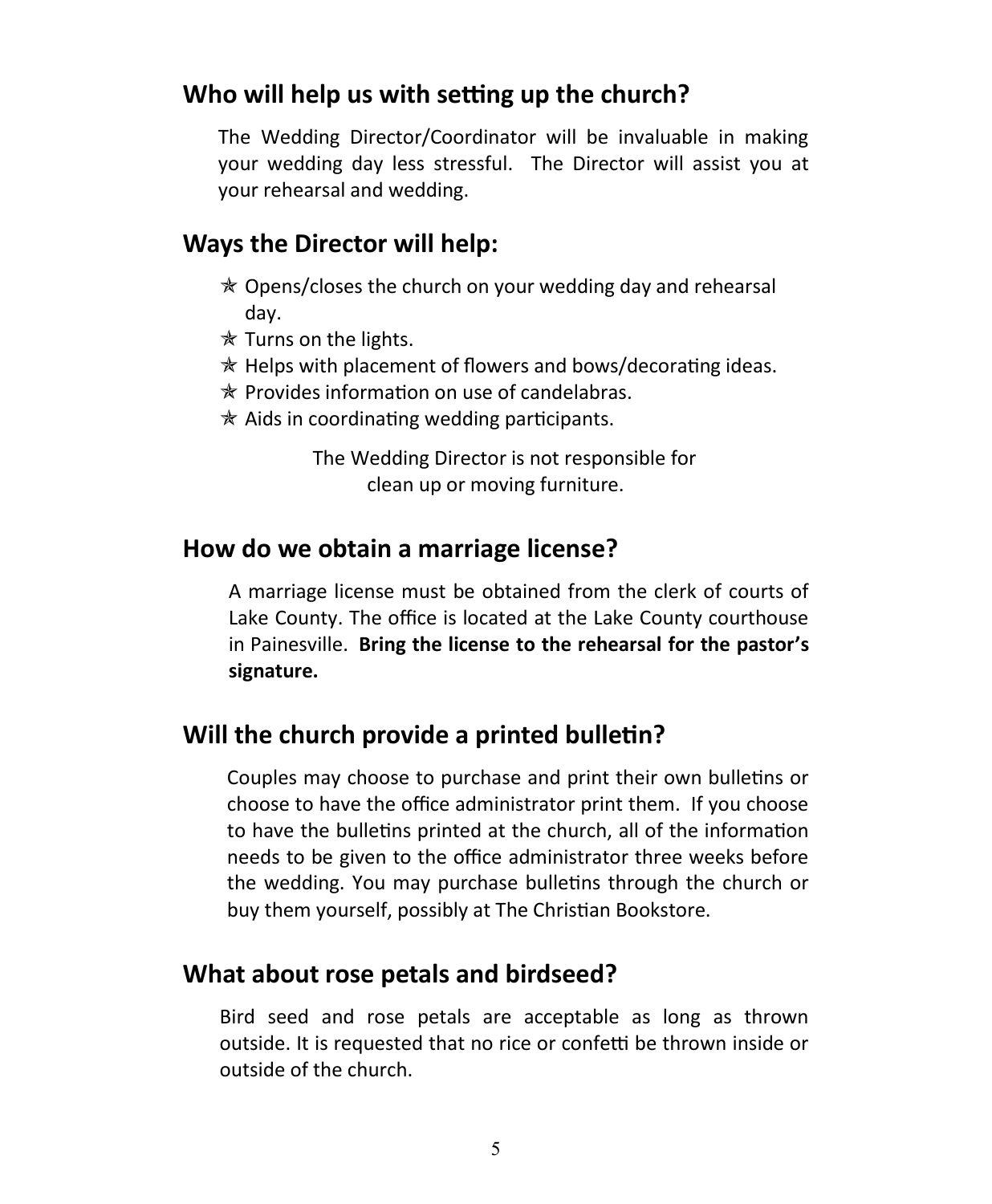## Who will help us with setting up the church?

The Wedding Director/Coordinator will be invaluable in making your wedding day less stressful. The Director will assist you at your rehearsal and wedding.

## Ways the Director will help:

- ✯ Opens/closes the church on your wedding day and rehearsal day.
- ✯ Turns on the lights.
- ✯ Helps with placement of flowers and bows/decorating ideas.
- ✯ Provides information on use of candelabras.
- ✯ Aids in coordinating wedding participants.

The Wedding Director is not responsible for clean up or moving furniture.

## How do we obtain a marriage license?

A marriage license must be obtained from the clerk of courts of Lake County. The office is located at the Lake County courthouse in Painesville. **Bring the license to the rehearsal for the pastor's signature.**

## Will the church provide a printed bulletin?

Couples may choose to purchase and print their own bulletins or choose to have the office administrator print them. If you choose to have the bulletins printed at the church, all of the information needs to be given to the office administrator three weeks before the wedding. You may purchase bulletins through the church or buy them yourself, possibly at The Christian Bookstore.

## What about rose petals and birdseed?

Bird seed and rose petals are acceptable as long as thrown outside. It is requested that no rice or confetti be thrown inside or outside of the church.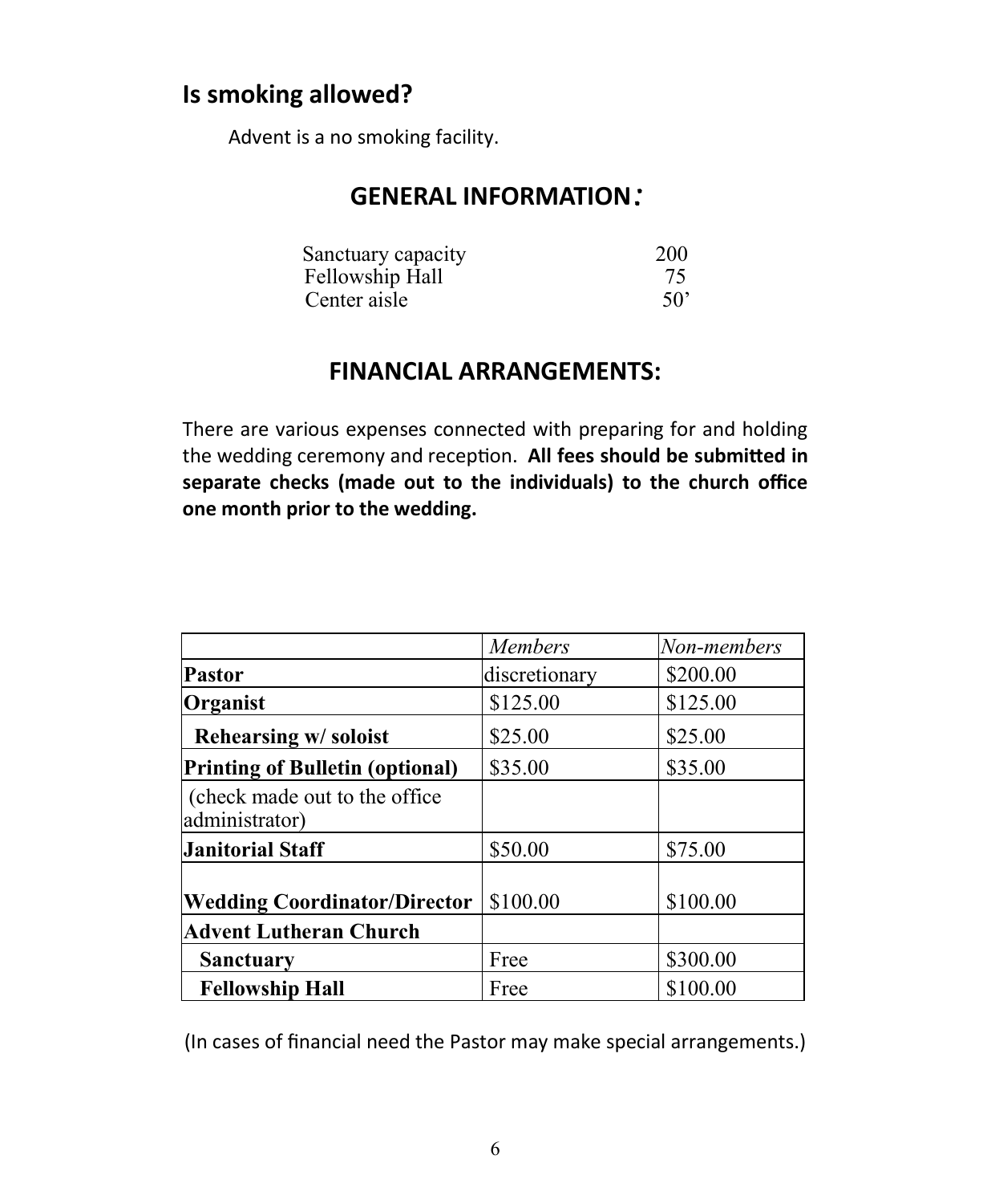## Is smoking allowed?

Advent is a no smoking facility.

## GENERAL INFORMATION:

| | |
|---|---|
| Sanctuary capacity | 200 |
| Fellowship Hall | 75 |
| Center aisle | 50' |

## FINANCIAL ARRANGEMENTS:

There are various expenses connected with preparing for and holding the wedding ceremony and reception. **All fees should be submitted in separate checks (made out to the individuals) to the church office one month prior to the wedding.**

| | *Members* | *Non-members* |
|---|---|---|
| **Pastor** | discretionary | $200.00 |
| **Organist** | $125.00 | $125.00 |
| **Rehearsing w/ soloist** | $25.00 | $25.00 |
| **Printing of Bulletin (optional)** | $35.00 | $35.00 |
| (check made out to the office administrator) | | |
| **Janitorial Staff** | $50.00 | $75.00 |
| **Wedding Coordinator/Director** | $100.00 | $100.00 |
| **Advent Lutheran Church** | | |
| **Sanctuary** | Free | $300.00 |
| **Fellowship Hall** | Free | $100.00 |

(In cases of financial need the Pastor may make special arrangements.)